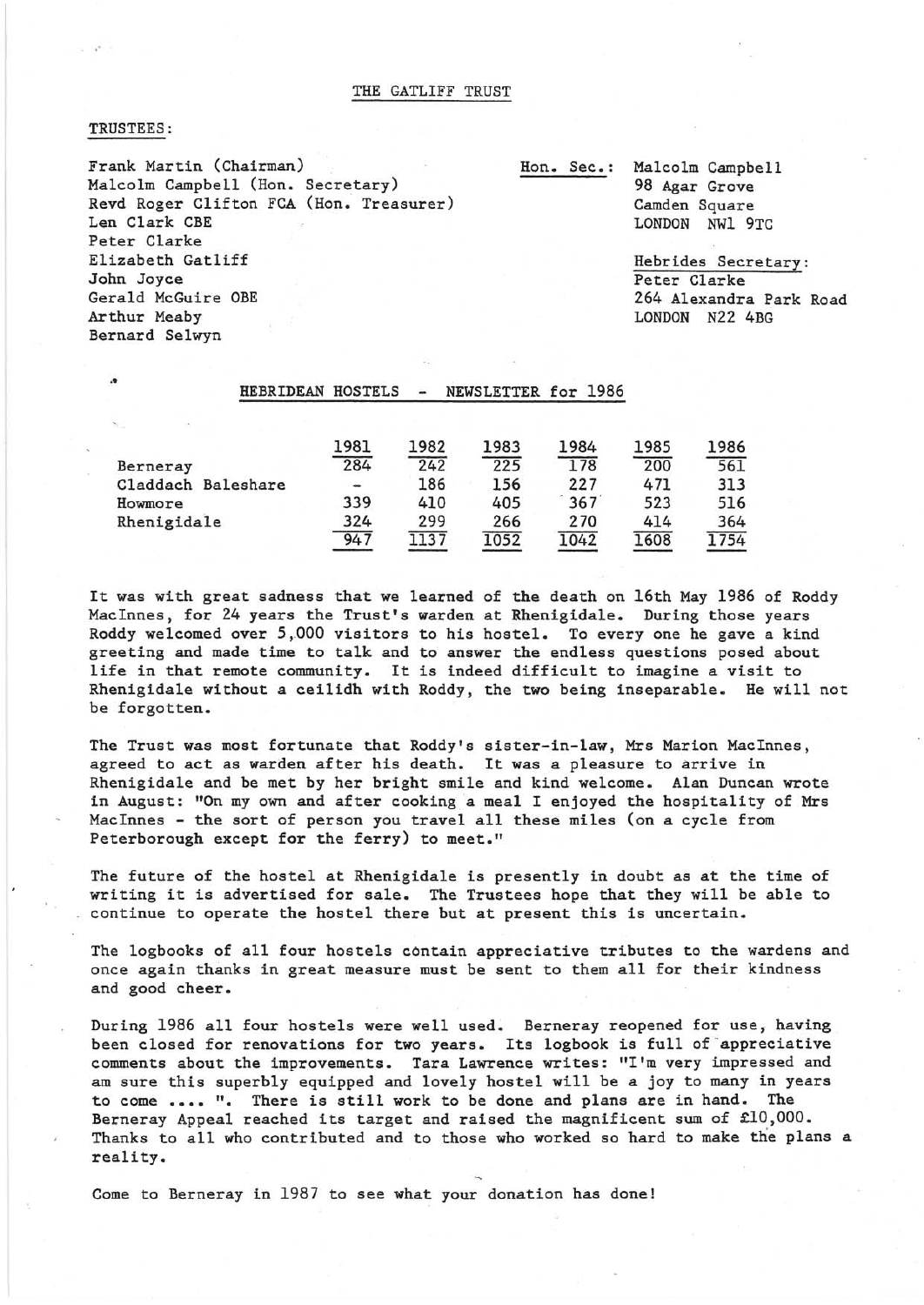# THE GATLIFF TRUST

TRUSTEES:

Frank Martin (Chairman)
Malcolm Campbell (Hon. Secretary)
Revd Roger Clifton FCA (Hon. Treasurer)
Len Clark CBE
Peter Clarke
Elizabeth Gatliff
John Joyce
Gerald McGuire OBE
Arthur Meaby
Bernard Selwyn

Hon. Sec.: Malcolm Campbell
98 Agar Grove
Camden Square
LONDON NW1 9TC

Hebrides Secretary:
Peter Clarke
264 Alexandra Park Road
LONDON N22 4BG

## HEBRIDEAN HOSTELS - NEWSLETTER for 1986

| | 1981 | 1982 | 1983 | 1984 | 1985 | 1986 |
|---|---|---|---|---|---|---|
| Berneray | 284 | 242 | 225 | 178 | 200 | 561 |
| Claddach Baleshare | - | 186 | 156 | 227 | 471 | 313 |
| Howmore | 339 | 410 | 405 | 367 | 523 | 516 |
| Rhenigidale | 324 | 299 | 266 | 270 | 414 | 364 |
| | 947 | 1137 | 1052 | 1042 | 1608 | 1754 |

It was with great sadness that we learned of the death on 16th May 1986 of Roddy MacInnes, for 24 years the Trust's warden at Rhenigidale. During those years Roddy welcomed over 5,000 visitors to his hostel. To every one he gave a kind greeting and made time to talk and to answer the endless questions posed about life in that remote community. It is indeed difficult to imagine a visit to Rhenigidale without a ceilidh with Roddy, the two being inseparable. He will not be forgotten.

The Trust was most fortunate that Roddy's sister-in-law, Mrs Marion MacInnes, agreed to act as warden after his death. It was a pleasure to arrive in Rhenigidale and be met by her bright smile and kind welcome. Alan Duncan wrote in August: "On my own and after cooking a meal I enjoyed the hospitality of Mrs MacInnes - the sort of person you travel all these miles (on a cycle from Peterborough except for the ferry) to meet."

The future of the hostel at Rhenigidale is presently in doubt as at the time of writing it is advertised for sale. The Trustees hope that they will be able to continue to operate the hostel there but at present this is uncertain.

The logbooks of all four hostels contain appreciative tributes to the wardens and once again thanks in great measure must be sent to them all for their kindness and good cheer.

During 1986 all four hostels were well used. Berneray reopened for use, having been closed for renovations for two years. Its logbook is full of appreciative comments about the improvements. Tara Lawrence writes: "I'm very impressed and am sure this superbly equipped and lovely hostel will be a joy to many in years to come .... ". There is still work to be done and plans are in hand. The Berneray Appeal reached its target and raised the magnificent sum of £10,000. Thanks to all who contributed and to those who worked so hard to make the plans a reality.

Come to Berneray in 1987 to see what your donation has done!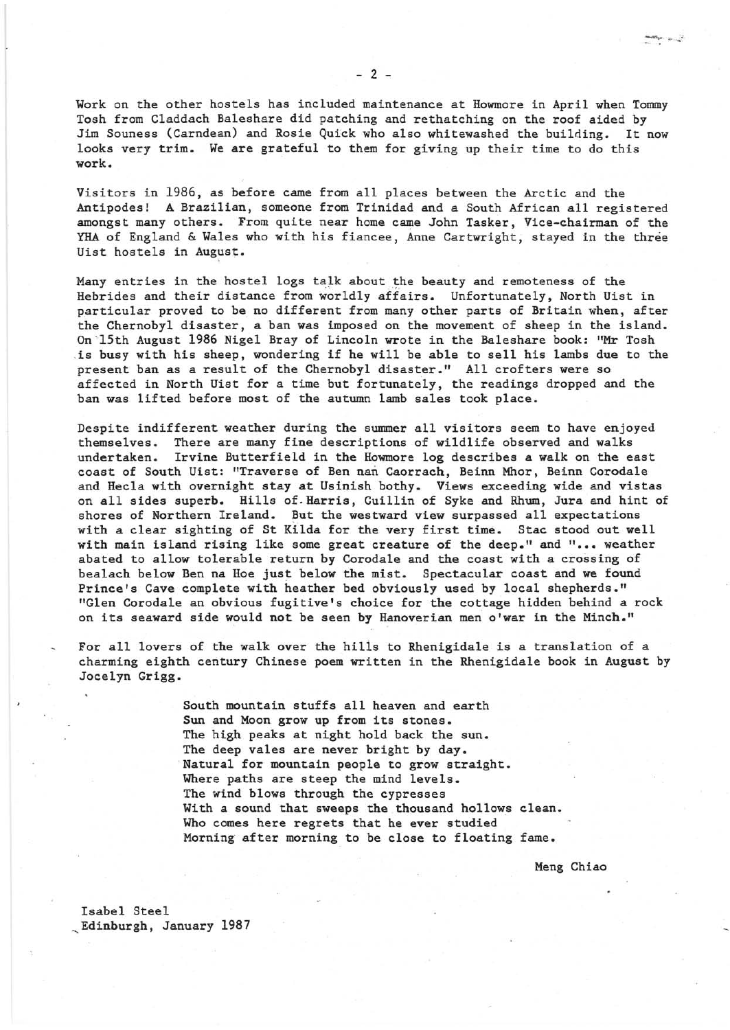Work on the other hostels has included maintenance at Howmore in April when Tommy Tosh from Claddach Baleshare did patching and rethatching on the roof aided by Jim Souness (Carndean) and Rosie Quick who also whitewashed the building. It now looks very trim. We are grateful to them for giving up their time to do this work.

Visitors in 1986, as before came from all places between the Arctic and the Antipodes! A Brazilian, someone from Trinidad and a South African all registered amongst many others. From quite near home came John Tasker, Vice-chairman of the YHA of England & Wales who with his fiancee, Anne Cartwright, stayed in the three Uist hostels in August.

Many entries in the hostel logs talk about the beauty and remoteness of the Hebrides and their distance from worldly affairs. Unfortunately, North Uist in particular proved to be no different from many other parts of Britain when, after the Chernobyl disaster, a ban was imposed on the movement of sheep in the island. On 15th August 1986 Nigel Bray of Lincoln wrote in the Baleshare book: "Mr Tosh is busy with his sheep, wondering if he will be able to sell his lambs due to the present ban as a result of the Chernobyl disaster." All crofters were so affected in North Uist for a time but fortunately, the readings dropped and the ban was lifted before most of the autumn lamb sales took place.

Despite indifferent weather during the summer all visitors seem to have enjoyed themselves. There are many fine descriptions of wildlife observed and walks undertaken. Irvine Butterfield in the Howmore log describes a walk on the east coast of South Uist: "Traverse of Ben nan Caorrach, Beinn Mhor, Beinn Corodale and Hecla with overnight stay at Usinish bothy. Views exceeding wide and vistas on all sides superb. Hills of Harris, Cuillin of Syke and Rhum, Jura and hint of shores of Northern Ireland. But the westward view surpassed all expectations with a clear sighting of St Kilda for the very first time. Stac stood out well with main island rising like some great creature of the deep." and "... weather abated to allow tolerable return by Corodale and the coast with a crossing of bealach below Ben na Hoe just below the mist. Spectacular coast and we found Prince's Cave complete with heather bed obviously used by local shepherds." "Glen Corodale an obvious fugitive's choice for the cottage hidden behind a rock on its seaward side would not be seen by Hanoverian men o'war in the Minch."

For all lovers of the walk over the hills to Rhenigidale is a translation of a charming eighth century Chinese poem written in the Rhenigidale book in August by Jocelyn Grigg.

> South mountain stuffs all heaven and earth
> Sun and Moon grow up from its stones.
> The high peaks at night hold back the sun.
> The deep vales are never bright by day.
> Natural for mountain people to grow straight.
> Where paths are steep the mind levels.
> The wind blows through the cypresses
> With a sound that sweeps the thousand hollows clean.
> Who comes here regrets that he ever studied
> Morning after morning to be close to floating fame.
>
> Meng Chiao

Isabel Steel
Edinburgh, January 1987